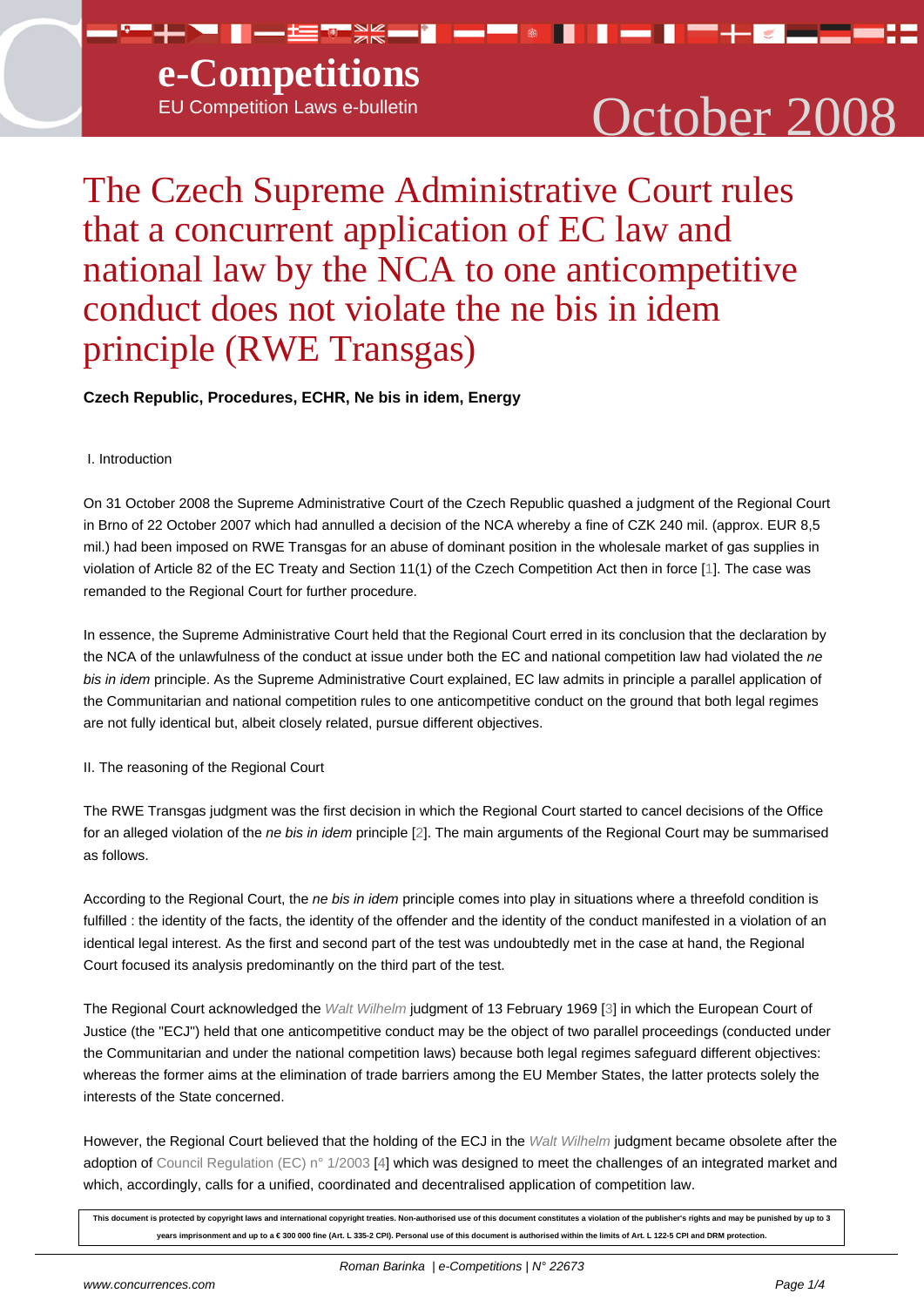# The Czech Supreme Administrative Court rules that a concurrent application of EC law and national law by the NCA to one anticompetitive conduct does not violate the ne bis in idem principle (RWE Transgas)

**Czech Republic, Procedures, ECHR, Ne bis in idem, Energy**

I. Introduction

On 31 October 2008 the Supreme Administrative Court of the Czech Republic quashed a judgment of the Regional Court in Brno of 22 October 2007 which had annulled a decision of the NCA whereby a fine of CZK 240 mil. (approx. EUR 8,5 mil.) had been imposed on RWE Transgas for an abuse of dominant position in the wholesale market of gas supplies in violation of Article 82 of the EC Treaty and Section 11(1) of the Czech Competition Act then in force [1]. The case was remanded to the Regional Court for further procedure.

In essence, the Supreme Administrative Court held that the Regional Court erred in its conclusion that the declaration by the NCA of the unlawfulness of the conduct at issue under both the EC and national competition law had violated the *ne bis in idem* principle. As the Supreme Administrative Court explained, EC law admits in principle a parallel application of the Communitarian and national competition rules to one anticompetitive conduct on the ground that both legal regimes are not fully identical but, albeit closely related, pursue different objectives.

II. The reasoning of the Regional Court

The RWE Transgas judgment was the first decision in which the Regional Court started to cancel decisions of the Office for an alleged violation of the *ne bis in idem* principle [2]. The main arguments of the Regional Court may be summarised as follows.

According to the Regional Court, the *ne bis in idem* principle comes into play in situations where a threefold condition is fulfilled : the identity of the facts, the identity of the offender and the identity of the conduct manifested in a violation of an identical legal interest. As the first and second part of the test was undoubtedly met in the case at hand, the Regional Court focused its analysis predominantly on the third part of the test.

The Regional Court acknowledged the *Walt Wilhelm* judgment of 13 February 1969 [3] in which the European Court of Justice (the "ECJ") held that one anticompetitive conduct may be the object of two parallel proceedings (conducted under the Communitarian and under the national competition laws) because both legal regimes safeguard different objectives: whereas the former aims at the elimination of trade barriers among the EU Member States, the latter protects solely the interests of the State concerned.

However, the Regional Court believed that the holding of the ECJ in the *Walt Wilhelm* judgment became obsolete after the adoption of Council Regulation (EC) n° 1/2003 [4] which was designed to meet the challenges of an integrated market and which, accordingly, calls for a unified, coordinated and decentralised application of competition law.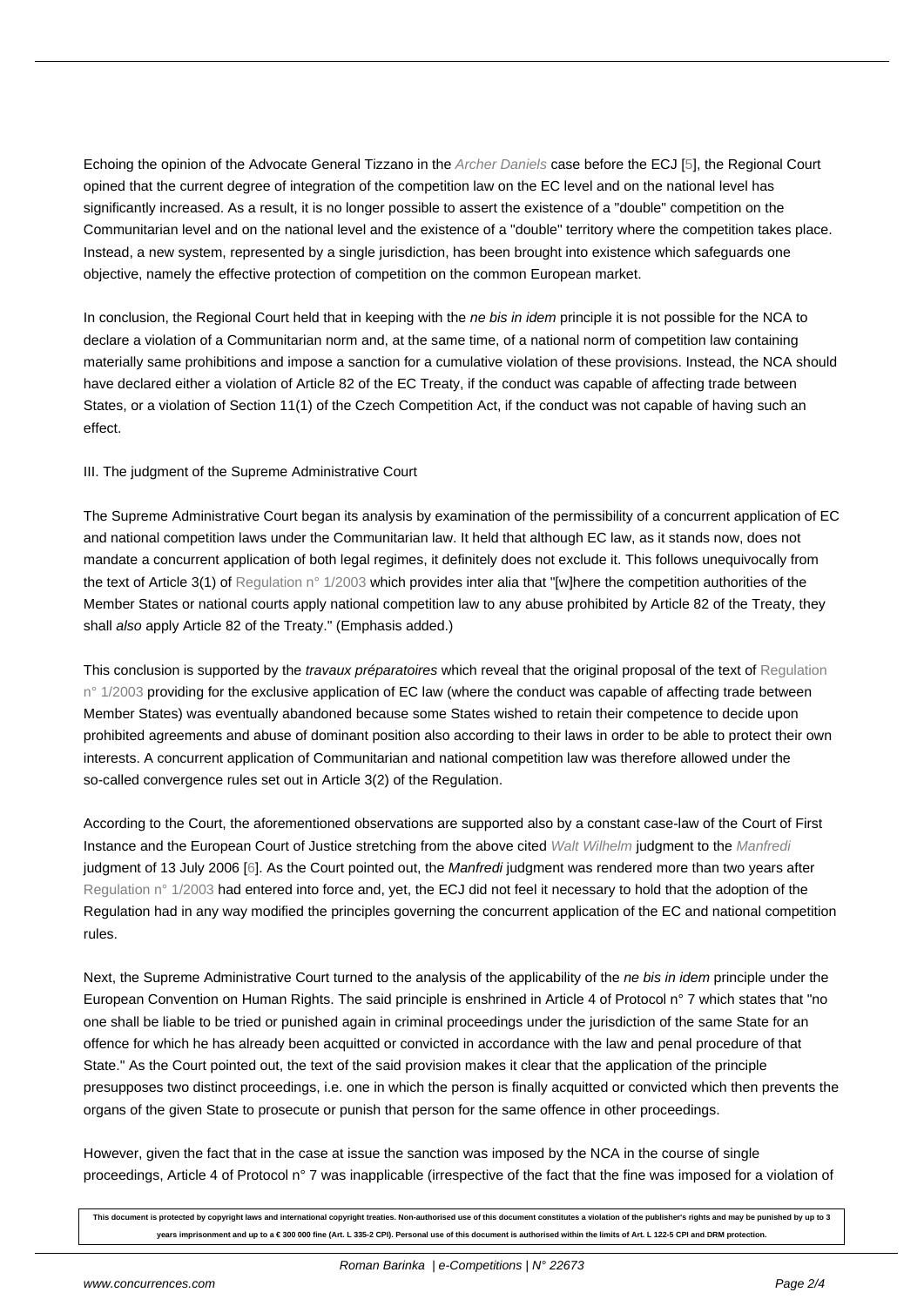Echoing the opinion of the Advocate General Tizzano in the Archer Daniels case before the ECJ [5], the Regional Court opined that the current degree of integration of the competition law on the EC level and on the national level has significantly increased. As a result, it is no longer possible to assert the existence of a "double" competition on the Communitarian level and on the national level and the existence of a "double" territory where the competition takes place. Instead, a new system, represented by a single jurisdiction, has been brought into existence which safeguards one objective, namely the effective protection of competition on the common European market.

In conclusion, the Regional Court held that in keeping with the *ne bis in idem* principle it is not possible for the NCA to declare a violation of a Communitarian norm and, at the same time, of a national norm of competition law containing materially same prohibitions and impose a sanction for a cumulative violation of these provisions. Instead, the NCA should have declared either a violation of Article 82 of the EC Treaty, if the conduct was capable of affecting trade between States, or a violation of Section 11(1) of the Czech Competition Act, if the conduct was not capable of having such an effect.

III. The judgment of the Supreme Administrative Court

The Supreme Administrative Court began its analysis by examination of the permissibility of a concurrent application of EC and national competition laws under the Communitarian law. It held that although EC law, as it stands now, does not mandate a concurrent application of both legal regimes, it definitely does not exclude it. This follows unequivocally from the text of Article 3(1) of Regulation n° 1/2003 which provides inter alia that "[w]here the competition authorities of the Member States or national courts apply national competition law to any abuse prohibited by Article 82 of the Treaty, they shall *also* apply Article 82 of the Treaty." (Emphasis added.)

This conclusion is supported by the *travaux préparatoires* which reveal that the original proposal of the text of Regulation n° 1/2003 providing for the exclusive application of EC law (where the conduct was capable of affecting trade between Member States) was eventually abandoned because some States wished to retain their competence to decide upon prohibited agreements and abuse of dominant position also according to their laws in order to be able to protect their own interests. A concurrent application of Communitarian and national competition law was therefore allowed under the so-called convergence rules set out in Article 3(2) of the Regulation.

According to the Court, the aforementioned observations are supported also by a constant case-law of the Court of First Instance and the European Court of Justice stretching from the above cited Walt Wilhelm judgment to the Manfredi judgment of 13 July 2006 [6]. As the Court pointed out, the *Manfredi* judgment was rendered more than two years after Regulation n° 1/2003 had entered into force and, yet, the ECJ did not feel it necessary to hold that the adoption of the Regulation had in any way modified the principles governing the concurrent application of the EC and national competition rules.

Next, the Supreme Administrative Court turned to the analysis of the applicability of the *ne bis in idem* principle under the European Convention on Human Rights. The said principle is enshrined in Article 4 of Protocol n° 7 which states that "no one shall be liable to be tried or punished again in criminal proceedings under the jurisdiction of the same State for an offence for which he has already been acquitted or convicted in accordance with the law and penal procedure of that State." As the Court pointed out, the text of the said provision makes it clear that the application of the principle presupposes two distinct proceedings, i.e. one in which the person is finally acquitted or convicted which then prevents the organs of the given State to prosecute or punish that person for the same offence in other proceedings.

However, given the fact that in the case at issue the sanction was imposed by the NCA in the course of single proceedings, Article 4 of Protocol n° 7 was inapplicable (irrespective of the fact that the fine was imposed for a violation of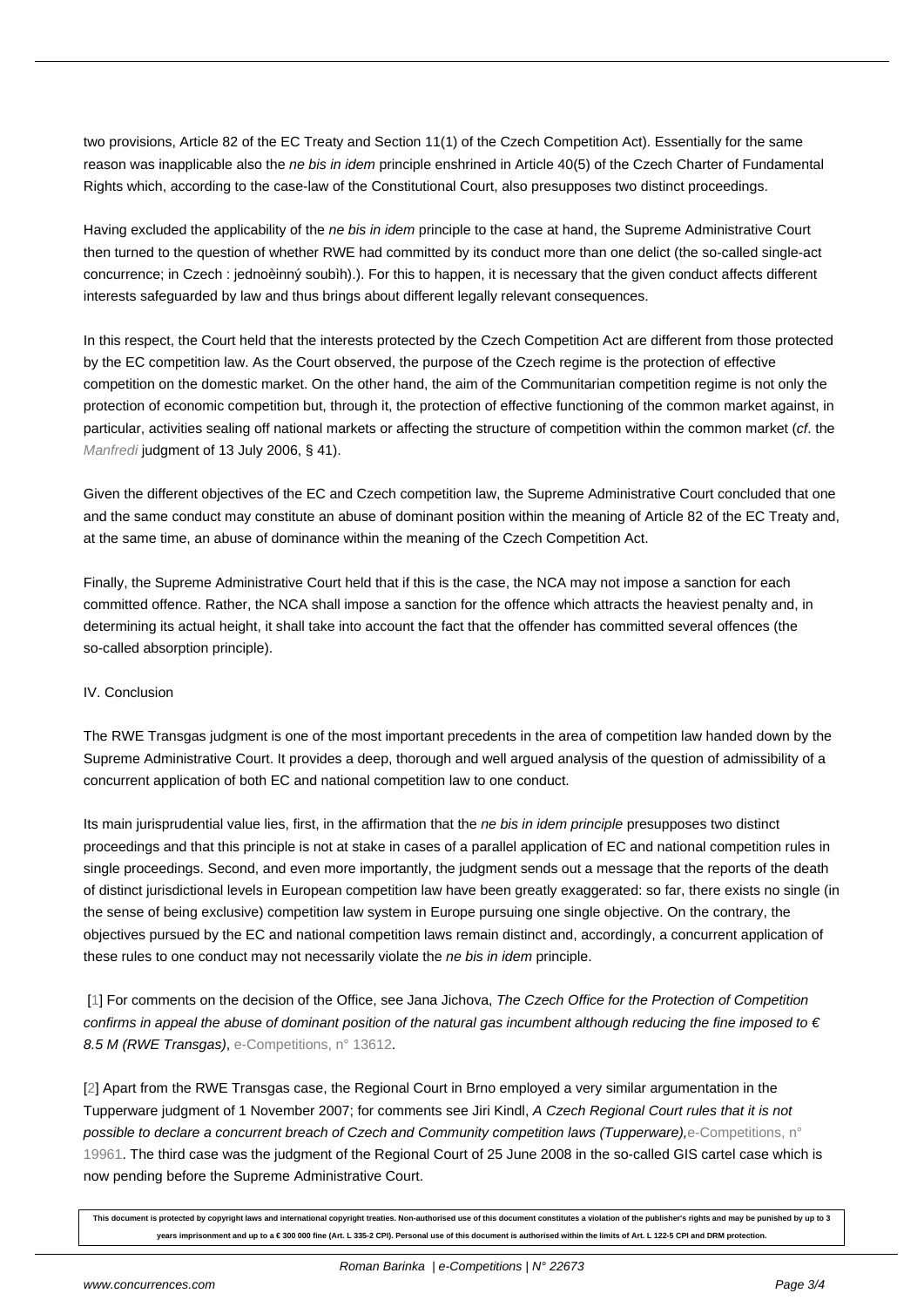two provisions, Article 82 of the EC Treaty and Section 11(1) of the Czech Competition Act). Essentially for the same reason was inapplicable also the *ne bis in idem* principle enshrined in Article 40(5) of the Czech Charter of Fundamental Rights which, according to the case-law of the Constitutional Court, also presupposes two distinct proceedings.

Having excluded the applicability of the *ne bis in idem* principle to the case at hand, the Supreme Administrative Court then turned to the question of whether RWE had committed by its conduct more than one delict (the so-called single-act concurrence; in Czech : jednoèinný soubìh).). For this to happen, it is necessary that the given conduct affects different interests safeguarded by law and thus brings about different legally relevant consequences.

In this respect, the Court held that the interests protected by the Czech Competition Act are different from those protected by the EC competition law. As the Court observed, the purpose of the Czech regime is the protection of effective competition on the domestic market. On the other hand, the aim of the Communitarian competition regime is not only the protection of economic competition but, through it, the protection of effective functioning of the common market against, in particular, activities sealing off national markets or affecting the structure of competition within the common market (*cf*. the Manfredi judgment of 13 July 2006, § 41).

Given the different objectives of the EC and Czech competition law, the Supreme Administrative Court concluded that one and the same conduct may constitute an abuse of dominant position within the meaning of Article 82 of the EC Treaty and, at the same time, an abuse of dominance within the meaning of the Czech Competition Act.

Finally, the Supreme Administrative Court held that if this is the case, the NCA may not impose a sanction for each committed offence. Rather, the NCA shall impose a sanction for the offence which attracts the heaviest penalty and, in determining its actual height, it shall take into account the fact that the offender has committed several offences (the so-called absorption principle).

## IV. Conclusion

The RWE Transgas judgment is one of the most important precedents in the area of competition law handed down by the Supreme Administrative Court. It provides a deep, thorough and well argued analysis of the question of admissibility of a concurrent application of both EC and national competition law to one conduct.

Its main jurisprudential value lies, first, in the affirmation that the *ne bis in idem principle* presupposes two distinct proceedings and that this principle is not at stake in cases of a parallel application of EC and national competition rules in single proceedings. Second, and even more importantly, the judgment sends out a message that the reports of the death of distinct jurisdictional levels in European competition law have been greatly exaggerated: so far, there exists no single (in the sense of being exclusive) competition law system in Europe pursuing one single objective. On the contrary, the objectives pursued by the EC and national competition laws remain distinct and, accordingly, a concurrent application of these rules to one conduct may not necessarily violate the *ne bis in idem* principle.

[1] For comments on the decision of the Office, see Jana Jichova, *The Czech Office for the Protection of Competition confirms in appeal the abuse of dominant position of the natural gas incumbent although reducing the fine imposed to € 8.5 M (RWE Transgas)*, e-Competitions, n° 13612.

[2] Apart from the RWE Transgas case, the Regional Court in Brno employed a very similar argumentation in the Tupperware judgment of 1 November 2007; for comments see Jiri Kindl, *A Czech Regional Court rules that it is not possible to declare a concurrent breach of Czech and Community competition laws (Tupperware),* e-Competitions, n° 19961. The third case was the judgment of the Regional Court of 25 June 2008 in the so-called GIS cartel case which is now pending before the Supreme Administrative Court.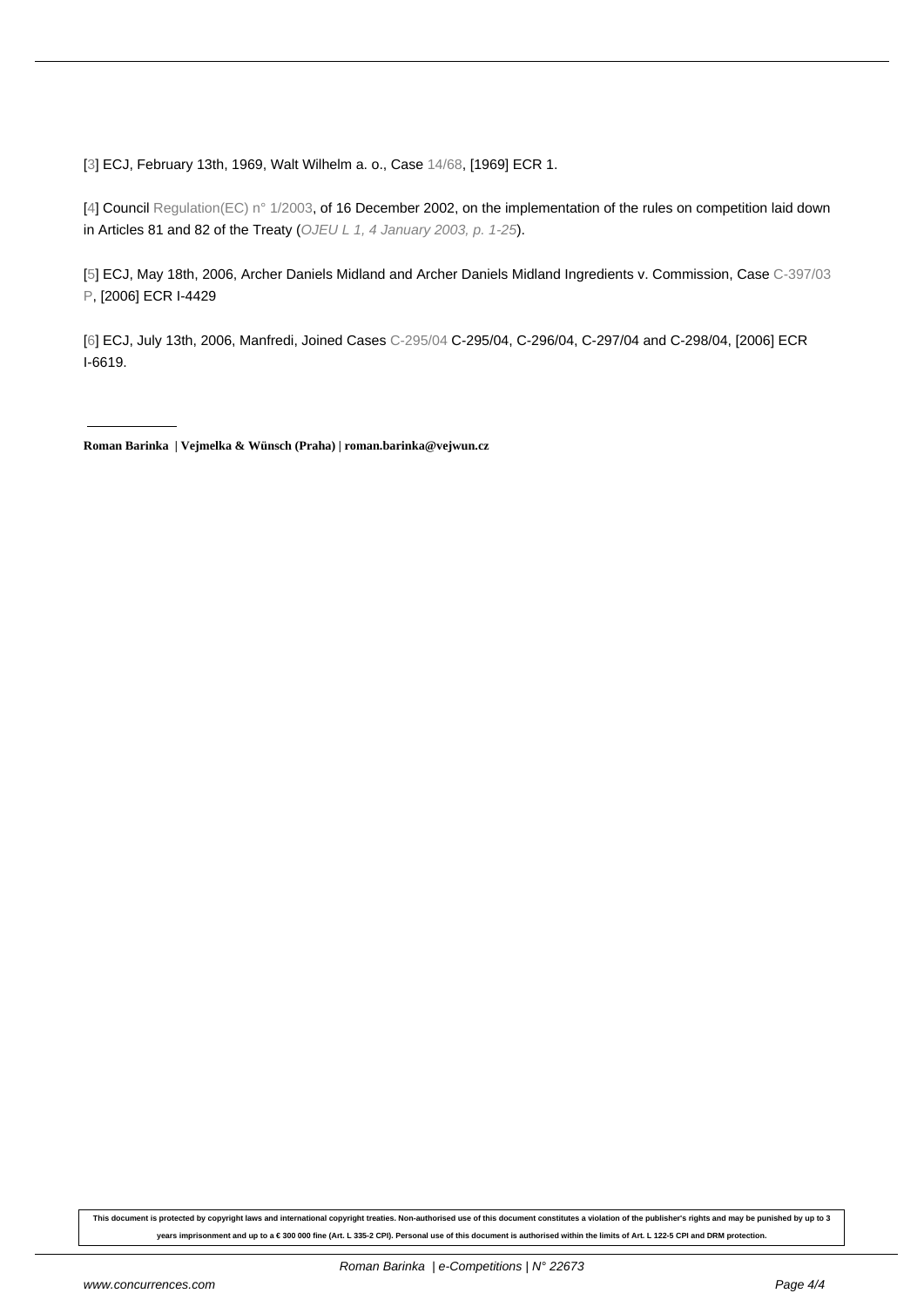[3] ECJ, February 13th, 1969, Walt Wilhelm a. o., Case 14/68, [1969] ECR 1.

[4] Council Regulation(EC) n° 1/2003, of 16 December 2002, on the implementation of the rules on competition laid down in Articles 81 and 82 of the Treaty (*OJEU L 1, 4 January 2003, p. 1-25*).

[5] ECJ, May 18th, 2006, Archer Daniels Midland and Archer Daniels Midland Ingredients v. Commission, Case C-397/03 P, [2006] ECR I-4429

[6] ECJ, July 13th, 2006, Manfredi, Joined Cases C-295/04 C-295/04, C-296/04, C-297/04 and C-298/04, [2006] ECR I-6619.

---

**Roman Barinka | Vejmelka & Wünsch (Praha) | roman.barinka@vejwun.cz**

**This document is protected by copyright laws and international copyright treaties. Non-authorised use of this document constitutes a violation of the publisher's rights and may be punished by up to 3 years imprisonment and up to a € 300 000 fine (Art. L 335-2 CPI). Personal use of this document is authorised within the limits of Art. L 122-5 CPI and DRM protection.**